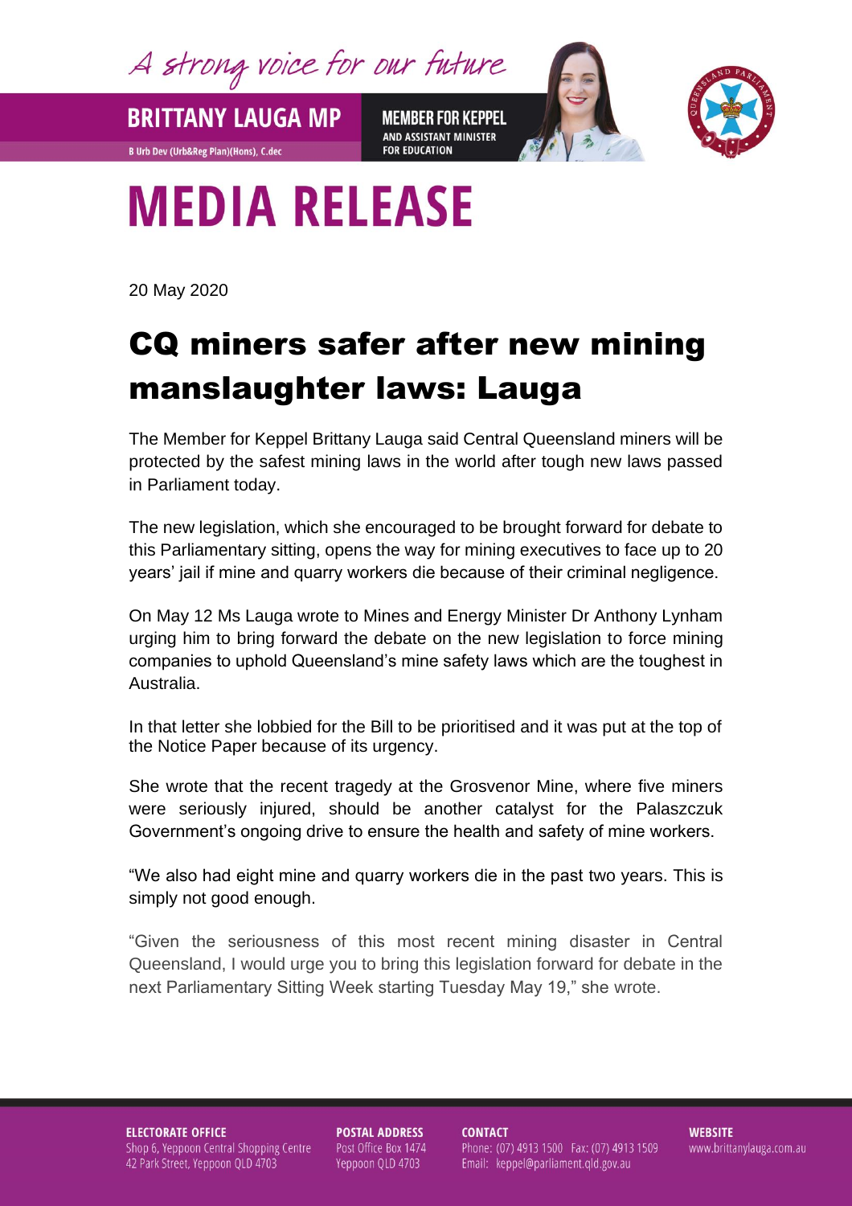A strong voice for our future

**BRITTANY LAUGA MP**

B Urb Dev (Urb&Reg Plan)(Hons), C.dec

**MEMBER FOR KEPPEL**
AND ASSISTANT MINISTER FOR EDUCATION

# MEDIA RELEASE

20 May 2020

## CQ miners safer after new mining manslaughter laws: Lauga

The Member for Keppel Brittany Lauga said Central Queensland miners will be protected by the safest mining laws in the world after tough new laws passed in Parliament today.

The new legislation, which she encouraged to be brought forward for debate to this Parliamentary sitting, opens the way for mining executives to face up to 20 years' jail if mine and quarry workers die because of their criminal negligence.

On May 12 Ms Lauga wrote to Mines and Energy Minister Dr Anthony Lynham urging him to bring forward the debate on the new legislation to force mining companies to uphold Queensland's mine safety laws which are the toughest in Australia.

In that letter she lobbied for the Bill to be prioritised and it was put at the top of the Notice Paper because of its urgency.

She wrote that the recent tragedy at the Grosvenor Mine, where five miners were seriously injured, should be another catalyst for the Palaszczuk Government's ongoing drive to ensure the health and safety of mine workers.

"We also had eight mine and quarry workers die in the past two years. This is simply not good enough.

"Given the seriousness of this most recent mining disaster in Central Queensland, I would urge you to bring this legislation forward for debate in the next Parliamentary Sitting Week starting Tuesday May 19," she wrote.

**ELECTORATE OFFICE**
Shop 6, Yeppoon Central Shopping Centre
42 Park Street, Yeppoon QLD 4703

**POSTAL ADDRESS**
Post Office Box 1474
Yeppoon QLD 4703

**CONTACT**
Phone: (07) 4913 1500 Fax: (07) 4913 1509
Email: keppel@parliament.qld.gov.au

**WEBSITE**
www.brittanylauga.com.au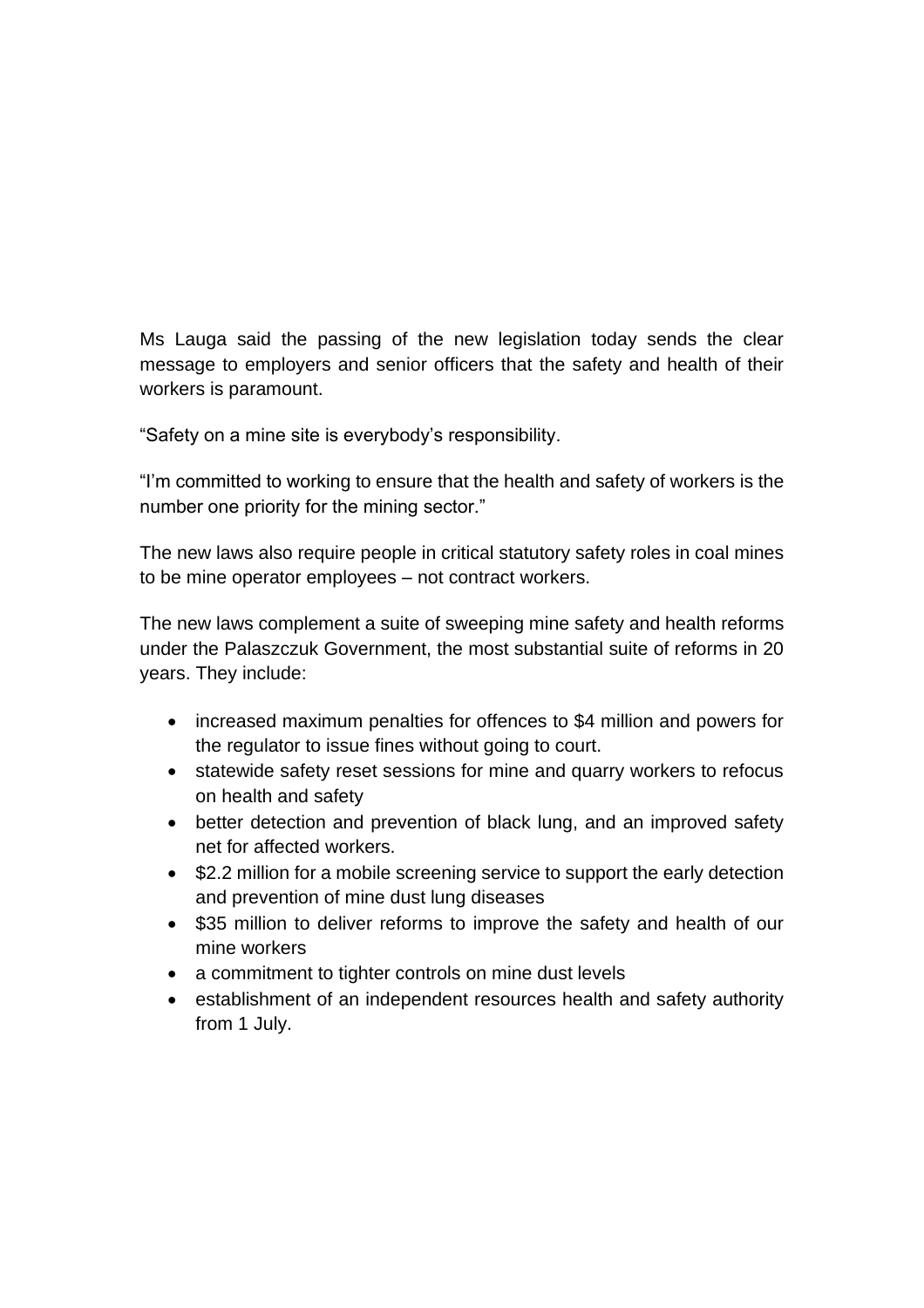Ms Lauga said the passing of the new legislation today sends the clear message to employers and senior officers that the safety and health of their workers is paramount.

“Safety on a mine site is everybody’s responsibility.

“I’m committed to working to ensure that the health and safety of workers is the number one priority for the mining sector.”

The new laws also require people in critical statutory safety roles in coal mines to be mine operator employees – not contract workers.

The new laws complement a suite of sweeping mine safety and health reforms under the Palaszczuk Government, the most substantial suite of reforms in 20 years. They include:

- increased maximum penalties for offences to $4 million and powers for the regulator to issue fines without going to court.
- statewide safety reset sessions for mine and quarry workers to refocus on health and safety
- better detection and prevention of black lung, and an improved safety net for affected workers.
- $2.2 million for a mobile screening service to support the early detection and prevention of mine dust lung diseases
- $35 million to deliver reforms to improve the safety and health of our mine workers
- a commitment to tighter controls on mine dust levels
- establishment of an independent resources health and safety authority from 1 July.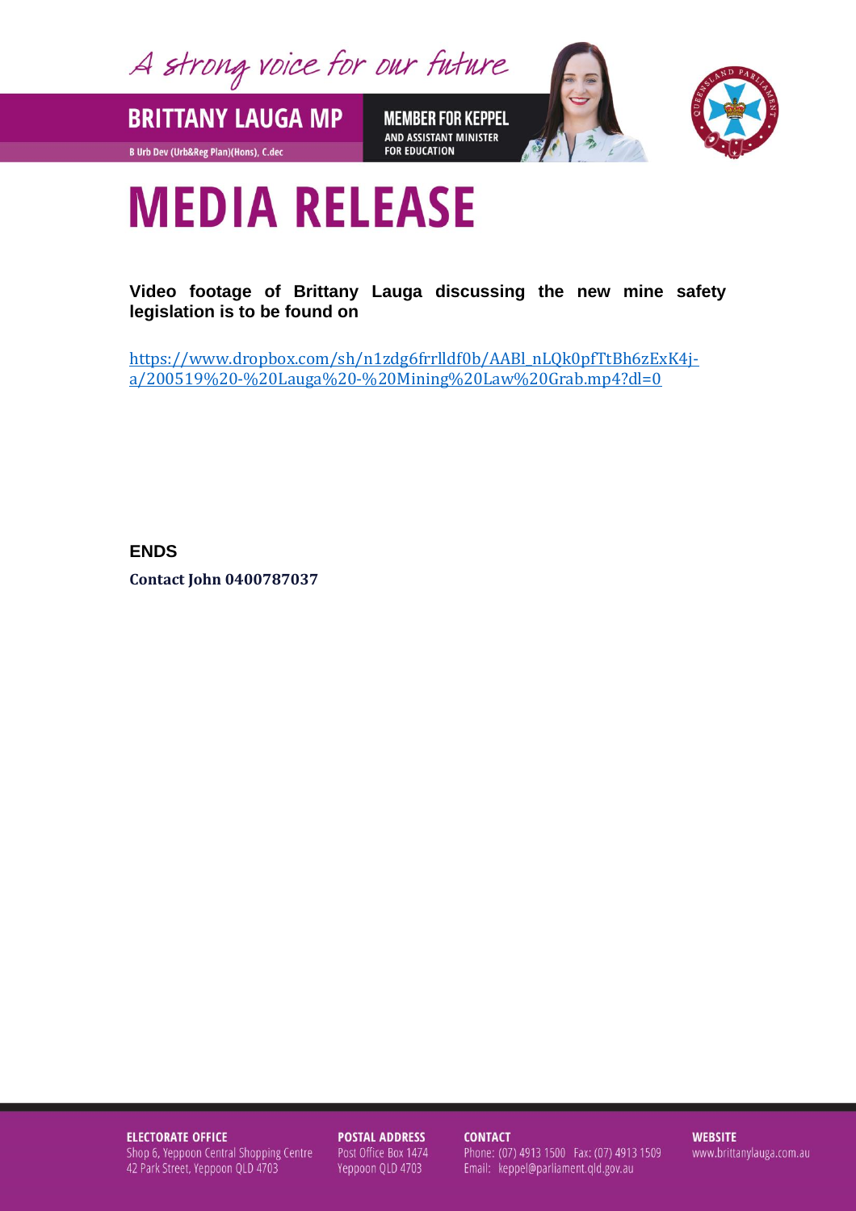# MEDIA RELEASE

**Video footage of Brittany Lauga discussing the new mine safety legislation is to be found on**

https://www.dropbox.com/sh/n1zdg6frrlldf0b/AABl_nLQk0pfTtBh6zExK4j-a/200519%20-%20Lauga%20-%20Mining%20Law%20Grab.mp4?dl=0

**ENDS**

**Contact John 0400787037**